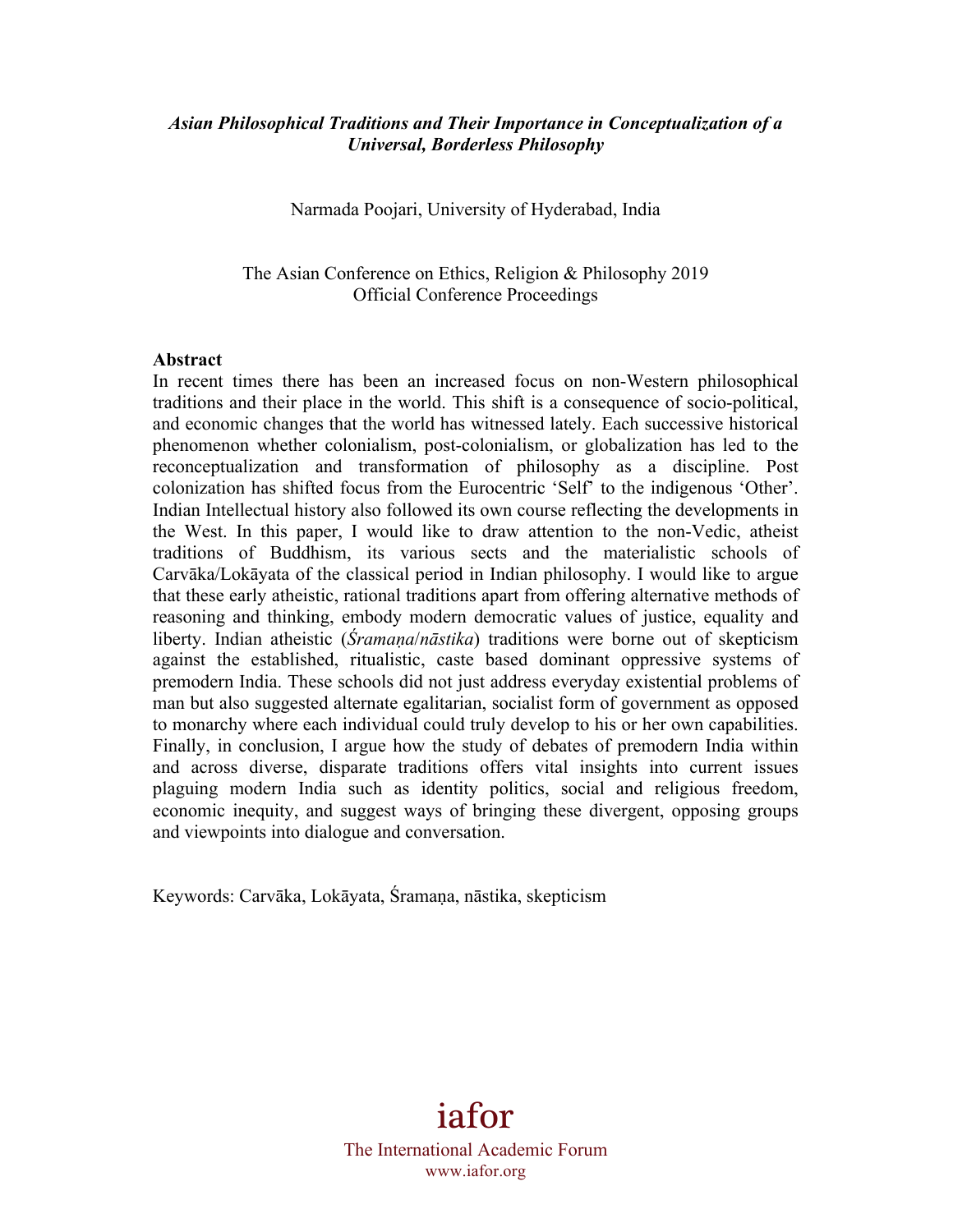***Asian Philosophical Traditions and Their Importance in Conceptualization of a Universal, Borderless Philosophy***

Narmada Poojari, University of Hyderabad, India

The Asian Conference on Ethics, Religion & Philosophy 2019
Official Conference Proceedings

**Abstract**

In recent times there has been an increased focus on non-Western philosophical traditions and their place in the world. This shift is a consequence of socio-political, and economic changes that the world has witnessed lately. Each successive historical phenomenon whether colonialism, post-colonialism, or globalization has led to the reconceptualization and transformation of philosophy as a discipline. Post colonization has shifted focus from the Eurocentric 'Self' to the indigenous 'Other'. Indian Intellectual history also followed its own course reflecting the developments in the West. In this paper, I would like to draw attention to the non-Vedic, atheist traditions of Buddhism, its various sects and the materialistic schools of Carvāka/Lokāyata of the classical period in Indian philosophy. I would like to argue that these early atheistic, rational traditions apart from offering alternative methods of reasoning and thinking, embody modern democratic values of justice, equality and liberty. Indian atheistic (*Śramaṇa*/*nāstika*) traditions were borne out of skepticism against the established, ritualistic, caste based dominant oppressive systems of premodern India. These schools did not just address everyday existential problems of man but also suggested alternate egalitarian, socialist form of government as opposed to monarchy where each individual could truly develop to his or her own capabilities. Finally, in conclusion, I argue how the study of debates of premodern India within and across diverse, disparate traditions offers vital insights into current issues plaguing modern India such as identity politics, social and religious freedom, economic inequity, and suggest ways of bringing these divergent, opposing groups and viewpoints into dialogue and conversation.

Keywords: Carvāka, Lokāyata, Śramaṇa, nāstika, skepticism

iafor
The International Academic Forum
www.iafor.org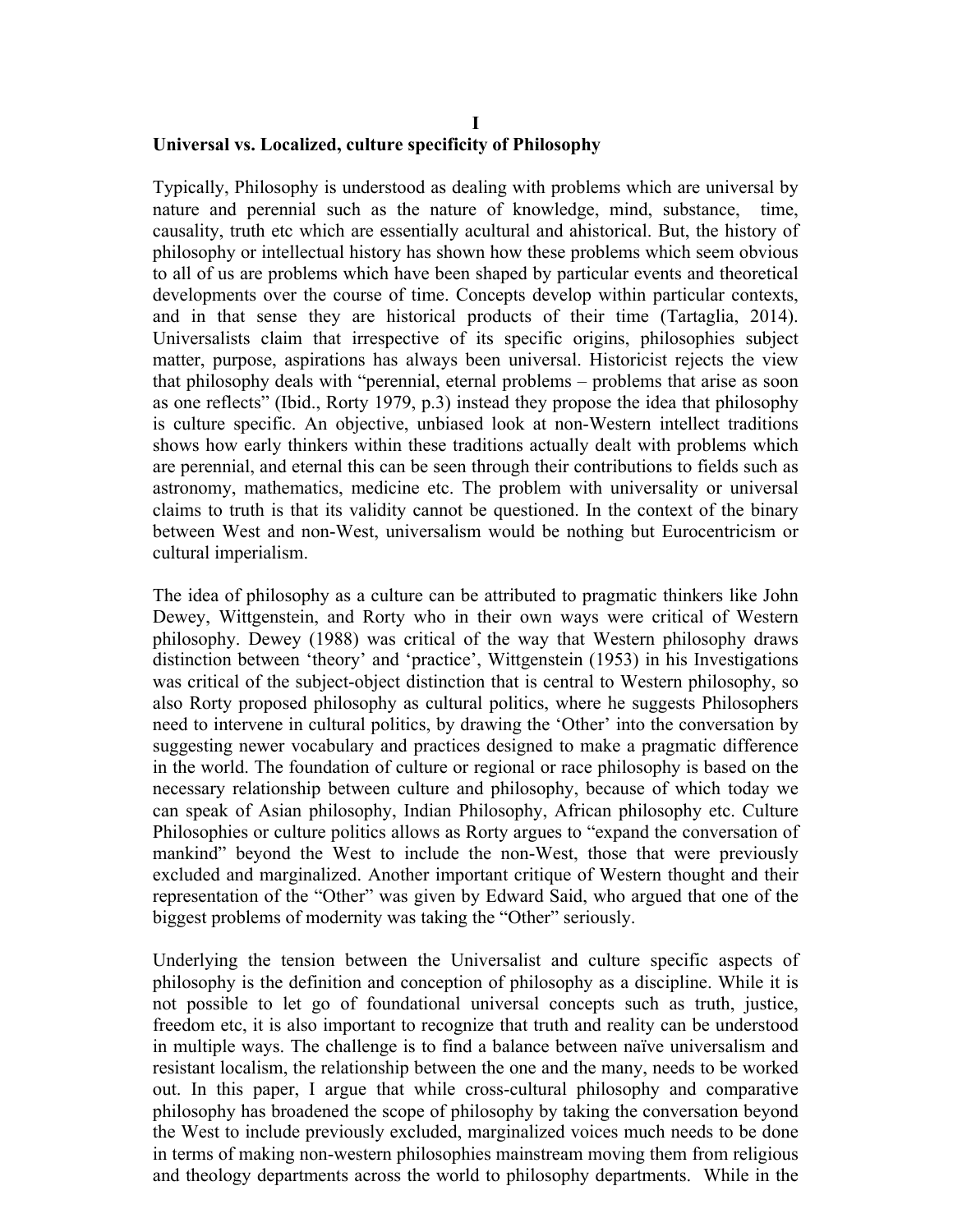# I

## Universal vs. Localized, culture specificity of Philosophy

Typically, Philosophy is understood as dealing with problems which are universal by nature and perennial such as the nature of knowledge, mind, substance, time, causality, truth etc which are essentially acultural and ahistorical. But, the history of philosophy or intellectual history has shown how these problems which seem obvious to all of us are problems which have been shaped by particular events and theoretical developments over the course of time. Concepts develop within particular contexts, and in that sense they are historical products of their time (Tartaglia, 2014). Universalists claim that irrespective of its specific origins, philosophies subject matter, purpose, aspirations has always been universal. Historicist rejects the view that philosophy deals with "perennial, eternal problems – problems that arise as soon as one reflects" (Ibid., Rorty 1979, p.3) instead they propose the idea that philosophy is culture specific. An objective, unbiased look at non-Western intellect traditions shows how early thinkers within these traditions actually dealt with problems which are perennial, and eternal this can be seen through their contributions to fields such as astronomy, mathematics, medicine etc. The problem with universality or universal claims to truth is that its validity cannot be questioned. In the context of the binary between West and non-West, universalism would be nothing but Eurocentricism or cultural imperialism.

The idea of philosophy as a culture can be attributed to pragmatic thinkers like John Dewey, Wittgenstein, and Rorty who in their own ways were critical of Western philosophy. Dewey (1988) was critical of the way that Western philosophy draws distinction between 'theory' and 'practice', Wittgenstein (1953) in his Investigations was critical of the subject-object distinction that is central to Western philosophy, so also Rorty proposed philosophy as cultural politics, where he suggests Philosophers need to intervene in cultural politics, by drawing the 'Other' into the conversation by suggesting newer vocabulary and practices designed to make a pragmatic difference in the world. The foundation of culture or regional or race philosophy is based on the necessary relationship between culture and philosophy, because of which today we can speak of Asian philosophy, Indian Philosophy, African philosophy etc. Culture Philosophies or culture politics allows as Rorty argues to "expand the conversation of mankind" beyond the West to include the non-West, those that were previously excluded and marginalized. Another important critique of Western thought and their representation of the "Other" was given by Edward Said, who argued that one of the biggest problems of modernity was taking the "Other" seriously.

Underlying the tension between the Universalist and culture specific aspects of philosophy is the definition and conception of philosophy as a discipline. While it is not possible to let go of foundational universal concepts such as truth, justice, freedom etc, it is also important to recognize that truth and reality can be understood in multiple ways. The challenge is to find a balance between naïve universalism and resistant localism, the relationship between the one and the many, needs to be worked out. In this paper, I argue that while cross-cultural philosophy and comparative philosophy has broadened the scope of philosophy by taking the conversation beyond the West to include previously excluded, marginalized voices much needs to be done in terms of making non-western philosophies mainstream moving them from religious and theology departments across the world to philosophy departments. While in the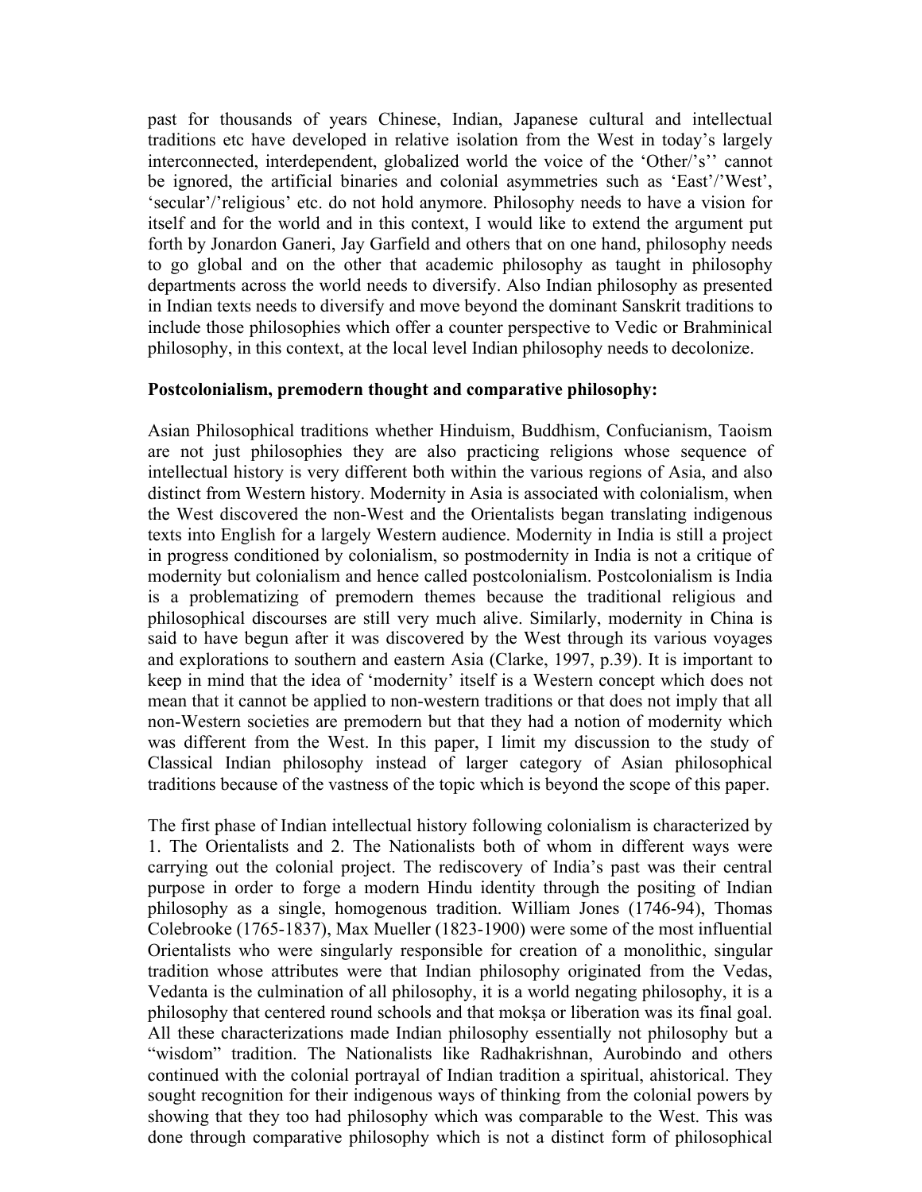past for thousands of years Chinese, Indian, Japanese cultural and intellectual traditions etc have developed in relative isolation from the West in today's largely interconnected, interdependent, globalized world the voice of the 'Other/'s'' cannot be ignored, the artificial binaries and colonial asymmetries such as 'East'/'West', 'secular'/'religious' etc. do not hold anymore. Philosophy needs to have a vision for itself and for the world and in this context, I would like to extend the argument put forth by Jonardon Ganeri, Jay Garfield and others that on one hand, philosophy needs to go global and on the other that academic philosophy as taught in philosophy departments across the world needs to diversify. Also Indian philosophy as presented in Indian texts needs to diversify and move beyond the dominant Sanskrit traditions to include those philosophies which offer a counter perspective to Vedic or Brahminical philosophy, in this context, at the local level Indian philosophy needs to decolonize.

**Postcolonialism, premodern thought and comparative philosophy:**

Asian Philosophical traditions whether Hinduism, Buddhism, Confucianism, Taoism are not just philosophies they are also practicing religions whose sequence of intellectual history is very different both within the various regions of Asia, and also distinct from Western history. Modernity in Asia is associated with colonialism, when the West discovered the non-West and the Orientalists began translating indigenous texts into English for a largely Western audience. Modernity in India is still a project in progress conditioned by colonialism, so postmodernity in India is not a critique of modernity but colonialism and hence called postcolonialism. Postcolonialism is India is a problematizing of premodern themes because the traditional religious and philosophical discourses are still very much alive. Similarly, modernity in China is said to have begun after it was discovered by the West through its various voyages and explorations to southern and eastern Asia (Clarke, 1997, p.39). It is important to keep in mind that the idea of 'modernity' itself is a Western concept which does not mean that it cannot be applied to non-western traditions or that does not imply that all non-Western societies are premodern but that they had a notion of modernity which was different from the West. In this paper, I limit my discussion to the study of Classical Indian philosophy instead of larger category of Asian philosophical traditions because of the vastness of the topic which is beyond the scope of this paper.

The first phase of Indian intellectual history following colonialism is characterized by 1. The Orientalists and 2. The Nationalists both of whom in different ways were carrying out the colonial project. The rediscovery of India's past was their central purpose in order to forge a modern Hindu identity through the positing of Indian philosophy as a single, homogenous tradition. William Jones (1746-94), Thomas Colebrooke (1765-1837), Max Mueller (1823-1900) were some of the most influential Orientalists who were singularly responsible for creation of a monolithic, singular tradition whose attributes were that Indian philosophy originated from the Vedas, Vedanta is the culmination of all philosophy, it is a world negating philosophy, it is a philosophy that centered round schools and that mokṣa or liberation was its final goal. All these characterizations made Indian philosophy essentially not philosophy but a "wisdom" tradition. The Nationalists like Radhakrishnan, Aurobindo and others continued with the colonial portrayal of Indian tradition a spiritual, ahistorical. They sought recognition for their indigenous ways of thinking from the colonial powers by showing that they too had philosophy which was comparable to the West. This was done through comparative philosophy which is not a distinct form of philosophical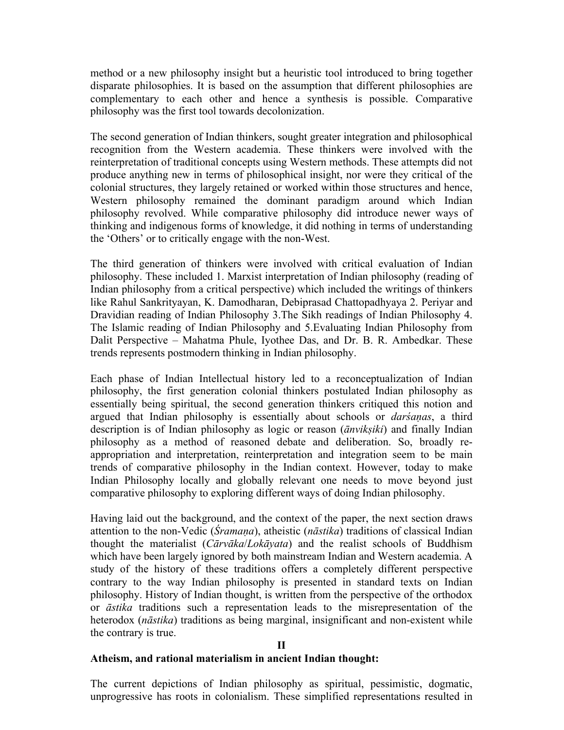method or a new philosophy insight but a heuristic tool introduced to bring together disparate philosophies. It is based on the assumption that different philosophies are complementary to each other and hence a synthesis is possible. Comparative philosophy was the first tool towards decolonization.

The second generation of Indian thinkers, sought greater integration and philosophical recognition from the Western academia. These thinkers were involved with the reinterpretation of traditional concepts using Western methods. These attempts did not produce anything new in terms of philosophical insight, nor were they critical of the colonial structures, they largely retained or worked within those structures and hence, Western philosophy remained the dominant paradigm around which Indian philosophy revolved. While comparative philosophy did introduce newer ways of thinking and indigenous forms of knowledge, it did nothing in terms of understanding the 'Others' or to critically engage with the non-West.

The third generation of thinkers were involved with critical evaluation of Indian philosophy. These included 1. Marxist interpretation of Indian philosophy (reading of Indian philosophy from a critical perspective) which included the writings of thinkers like Rahul Sankrityayan, K. Damodharan, Debiprasad Chattopadhyaya 2. Periyar and Dravidian reading of Indian Philosophy 3.The Sikh readings of Indian Philosophy 4. The Islamic reading of Indian Philosophy and 5.Evaluating Indian Philosophy from Dalit Perspective – Mahatma Phule, Iyothee Das, and Dr. B. R. Ambedkar. These trends represents postmodern thinking in Indian philosophy.

Each phase of Indian Intellectual history led to a reconceptualization of Indian philosophy, the first generation colonial thinkers postulated Indian philosophy as essentially being spiritual, the second generation thinkers critiqued this notion and argued that Indian philosophy is essentially about schools or *darśaṇas*, a third description is of Indian philosophy as logic or reason (*ānvikṣiki*) and finally Indian philosophy as a method of reasoned debate and deliberation. So, broadly re-appropriation and interpretation, reinterpretation and integration seem to be main trends of comparative philosophy in the Indian context. However, today to make Indian Philosophy locally and globally relevant one needs to move beyond just comparative philosophy to exploring different ways of doing Indian philosophy.

Having laid out the background, and the context of the paper, the next section draws attention to the non-Vedic (*Śramaṇa*), atheistic (*nāstika*) traditions of classical Indian thought the materialist (*Cārvāka*/*Lokāyata*) and the realist schools of Buddhism which have been largely ignored by both mainstream Indian and Western academia. A study of the history of these traditions offers a completely different perspective contrary to the way Indian philosophy is presented in standard texts on Indian philosophy. History of Indian thought, is written from the perspective of the orthodox or *āstika* traditions such a representation leads to the misrepresentation of the heterodox (*nāstika*) traditions as being marginal, insignificant and non-existent while the contrary is true.

## II

### Atheism, and rational materialism in ancient Indian thought:

The current depictions of Indian philosophy as spiritual, pessimistic, dogmatic, unprogressive has roots in colonialism. These simplified representations resulted in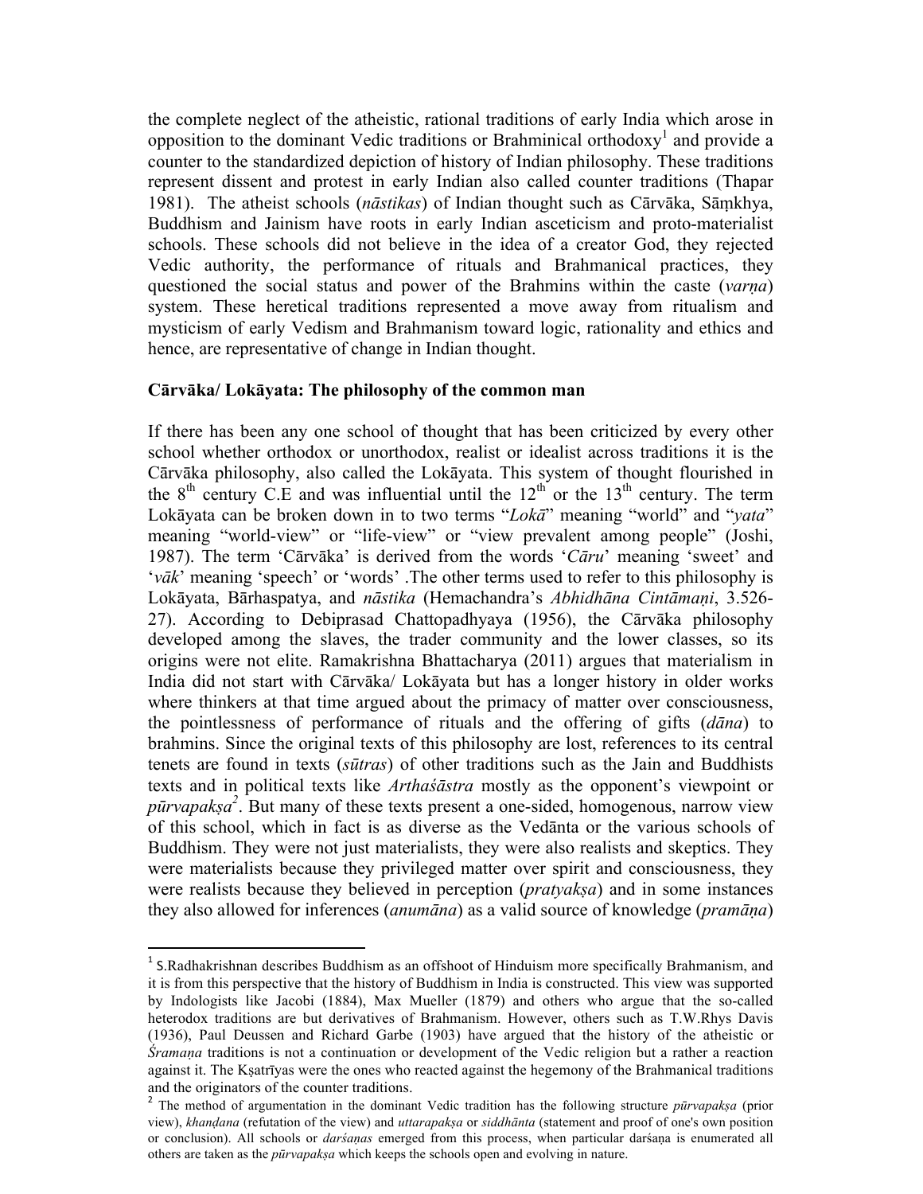the complete neglect of the atheistic, rational traditions of early India which arose in opposition to the dominant Vedic traditions or Brahminical orthodoxy[1] and provide a counter to the standardized depiction of history of Indian philosophy. These traditions represent dissent and protest in early Indian also called counter traditions (Thapar 1981). The atheist schools (*nāstikas*) of Indian thought such as Cārvāka, Sāṃkhya, Buddhism and Jainism have roots in early Indian asceticism and proto-materialist schools. These schools did not believe in the idea of a creator God, they rejected Vedic authority, the performance of rituals and Brahmanical practices, they questioned the social status and power of the Brahmins within the caste (*varṇa*) system. These heretical traditions represented a move away from ritualism and mysticism of early Vedism and Brahmanism toward logic, rationality and ethics and hence, are representative of change in Indian thought.

**Cārvāka/ Lokāyata: The philosophy of the common man**

If there has been any one school of thought that has been criticized by every other school whether orthodox or unorthodox, realist or idealist across traditions it is the Cārvāka philosophy, also called the Lokāyata. This system of thought flourished in the 8th century C.E and was influential until the 12th or the 13th century. The term Lokāyata can be broken down in to two terms "*Lokā*" meaning "world" and "*yata*" meaning "world-view" or "life-view" or "view prevalent among people" (Joshi, 1987). The term 'Cārvāka' is derived from the words '*Cāru*' meaning 'sweet' and '*vāk*' meaning 'speech' or 'words' .The other terms used to refer to this philosophy is Lokāyata, Bārhaspatya, and *nāstika* (Hemachandra's *Abhidhāna Cintāmaṇi*, 3.526-27). According to Debiprasad Chattopadhyaya (1956), the Cārvāka philosophy developed among the slaves, the trader community and the lower classes, so its origins were not elite. Ramakrishna Bhattacharya (2011) argues that materialism in India did not start with Cārvāka/ Lokāyata but has a longer history in older works where thinkers at that time argued about the primacy of matter over consciousness, the pointlessness of performance of rituals and the offering of gifts (*dāna*) to brahmins. Since the original texts of this philosophy are lost, references to its central tenets are found in texts (*sūtras*) of other traditions such as the Jain and Buddhists texts and in political texts like *Arthaśāstra* mostly as the opponent's viewpoint or *pūrvapakṣa*[2]. But many of these texts present a one-sided, homogenous, narrow view of this school, which in fact is as diverse as the Vedānta or the various schools of Buddhism. They were not just materialists, they were also realists and skeptics. They were materialists because they privileged matter over spirit and consciousness, they were realists because they believed in perception (*pratyakṣa*) and in some instances they also allowed for inferences (*anumāna*) as a valid source of knowledge (*pramāṇa*)

---

[1] S.Radhakrishnan describes Buddhism as an offshoot of Hinduism more specifically Brahmanism, and it is from this perspective that the history of Buddhism in India is constructed. This view was supported by Indologists like Jacobi (1884), Max Mueller (1879) and others who argue that the so-called heterodox traditions are but derivatives of Brahmanism. However, others such as T.W.Rhys Davis (1936), Paul Deussen and Richard Garbe (1903) have argued that the history of the atheistic or *Śramaṇa* traditions is not a continuation or development of the Vedic religion but a rather a reaction against it. The Kṣatrīyas were the ones who reacted against the hegemony of the Brahmanical traditions and the originators of the counter traditions.

[2] The method of argumentation in the dominant Vedic tradition has the following structure *pūrvapakṣa* (prior view), *khanḍana* (refutation of the view) and *uttarapakṣa* or *siddhānta* (statement and proof of one's own position or conclusion). All schools or *darśaṇas* emerged from this process, when particular darśaṇa is enumerated all others are taken as the *pūrvapakṣa* which keeps the schools open and evolving in nature.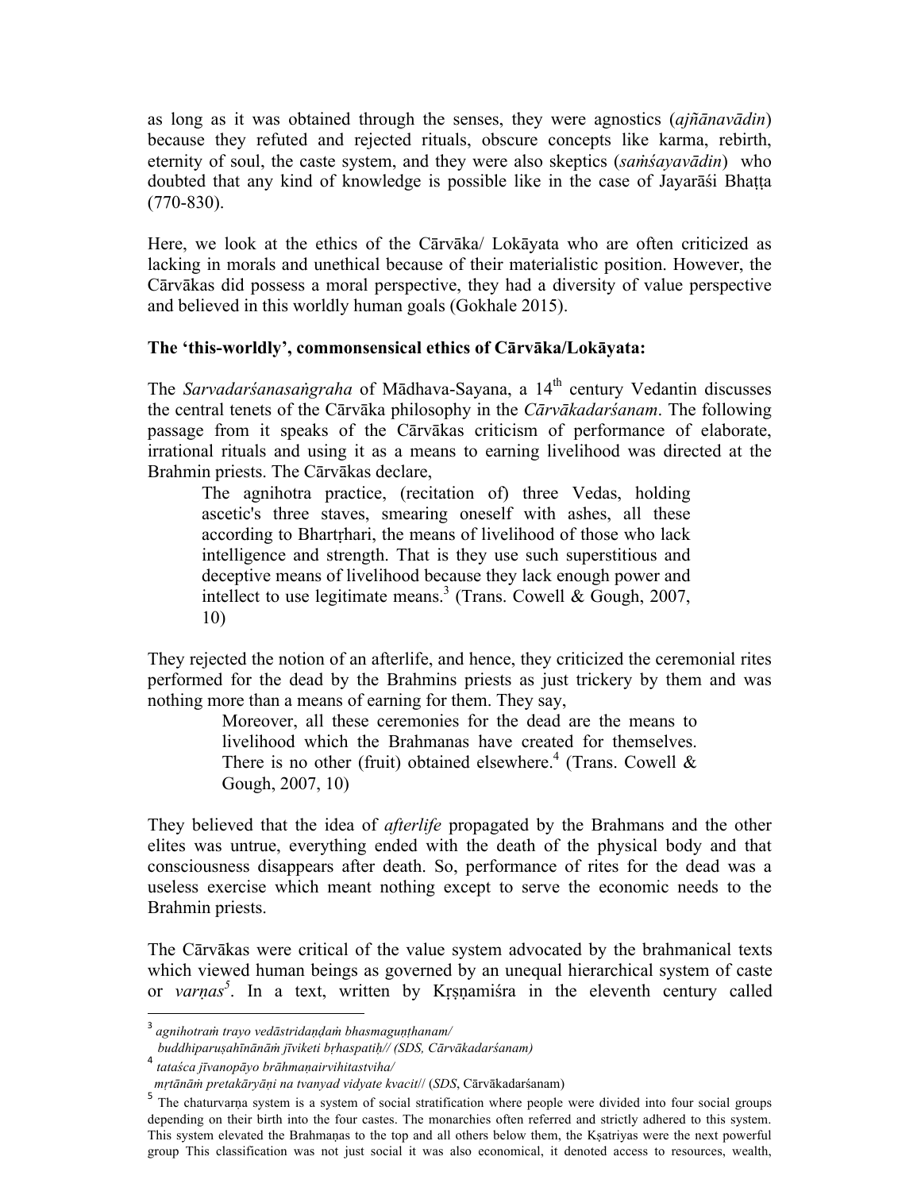as long as it was obtained through the senses, they were agnostics (*ajñānavādin*) because they refuted and rejected rituals, obscure concepts like karma, rebirth, eternity of soul, the caste system, and they were also skeptics (*saṁśayavādin*) who doubted that any kind of knowledge is possible like in the case of Jayarāśi Bhaṭṭa (770-830).

Here, we look at the ethics of the Cārvāka/ Lokāyata who are often criticized as lacking in morals and unethical because of their materialistic position. However, the Cārvākas did possess a moral perspective, they had a diversity of value perspective and believed in this worldly human goals (Gokhale 2015).

**The 'this-worldly', commonsensical ethics of Cārvāka/Lokāyata:**

The *Sarvadarśanasaṅgraha* of Mādhava-Sayana, a 14th century Vedantin discusses the central tenets of the Cārvāka philosophy in the *Cārvākadarśanam*. The following passage from it speaks of the Cārvākas criticism of performance of elaborate, irrational rituals and using it as a means to earning livelihood was directed at the Brahmin priests. The Cārvākas declare,

> The agnihotra practice, (recitation of) three Vedas, holding ascetic's three staves, smearing oneself with ashes, all these according to Bhartṛhari, the means of livelihood of those who lack intelligence and strength. That is they use such superstitious and deceptive means of livelihood because they lack enough power and intellect to use legitimate means.[3] (Trans. Cowell & Gough, 2007, 10)

They rejected the notion of an afterlife, and hence, they criticized the ceremonial rites performed for the dead by the Brahmins priests as just trickery by them and was nothing more than a means of earning for them. They say,

> Moreover, all these ceremonies for the dead are the means to livelihood which the Brahmanas have created for themselves. There is no other (fruit) obtained elsewhere.[4] (Trans. Cowell & Gough, 2007, 10)

They believed that the idea of *afterlife* propagated by the Brahmans and the other elites was untrue, everything ended with the death of the physical body and that consciousness disappears after death. So, performance of rites for the dead was a useless exercise which meant nothing except to serve the economic needs to the Brahmin priests.

The Cārvākas were critical of the value system advocated by the brahmanical texts which viewed human beings as governed by an unequal hierarchical system of caste or *varṇas*[5]. In a text, written by Kṛṣṇamiśra in the eleventh century called

---

[3] *agnihotraṁ trayo vedāstridaṇḍaṁ bhasmaguṇṭhanam/ buddhiparuṣahīnānāṁ jīviketi bṛhaspatiḥ// (SDS, Cārvākadarśanam)*

[4] *tataśca jīvanopāyo brāhmaṇairvihitastviha/ mṛtānāṁ pretakāryāṇi na tvanyad vidyate kvacit//* (*SDS*, Cārvākadarśanam)

[5] The chaturvarṇa system is a system of social stratification where people were divided into four social groups depending on their birth into the four castes. The monarchies often referred and strictly adhered to this system. This system elevated the Brahmaṇas to the top and all others below them, the Kṣatriyas were the next powerful group This classification was not just social it was also economical, it denoted access to resources, wealth,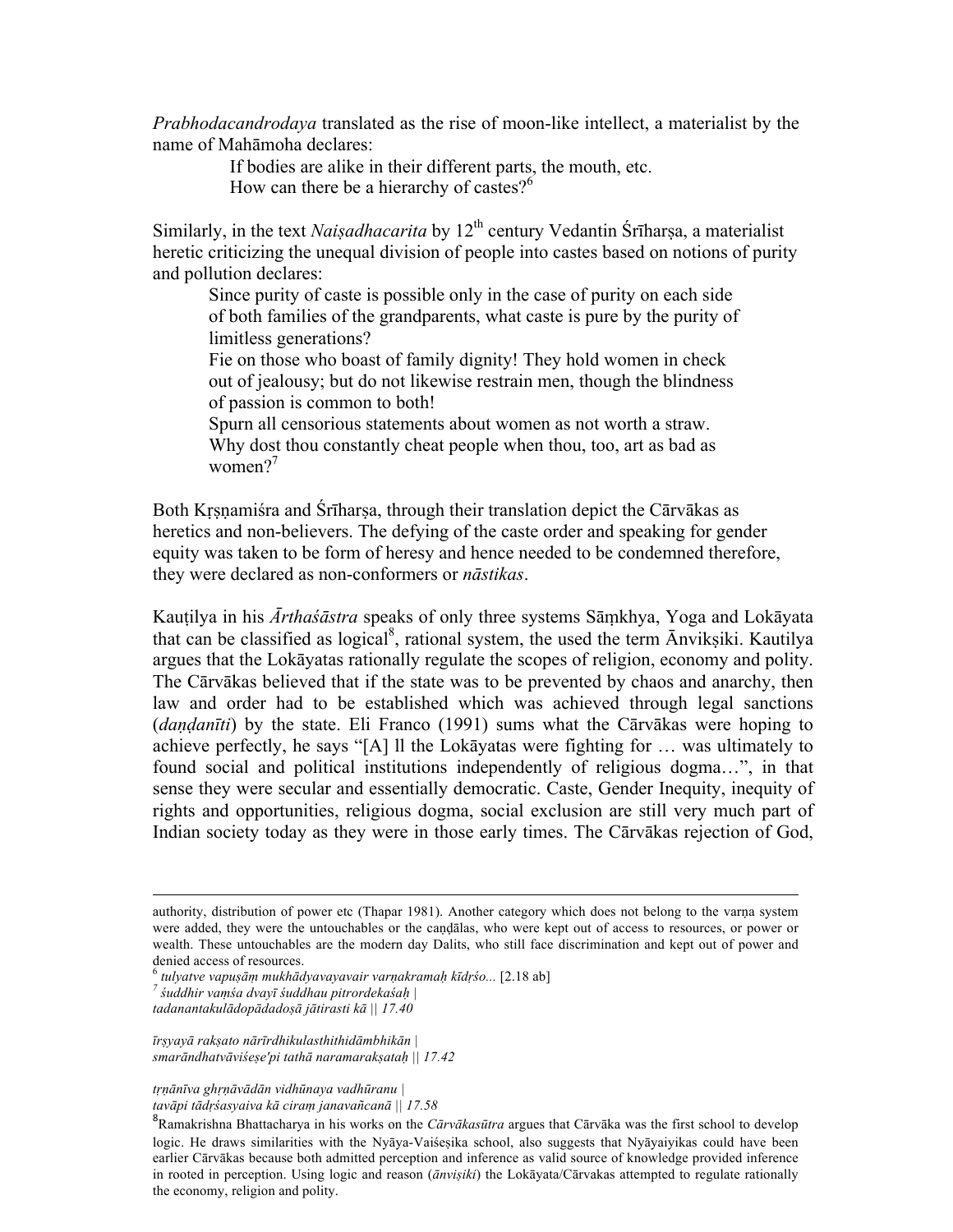*Prabhodacandrodaya* translated as the rise of moon-like intellect, a materialist by the name of Mahāmoha declares:

> If bodies are alike in their different parts, the mouth, etc.
> How can there be a hierarchy of castes?[6]

Similarly, in the text *Naiṣadhacarita* by 12th century Vedantin Śrīharṣa, a materialist heretic criticizing the unequal division of people into castes based on notions of purity and pollution declares:

> Since purity of caste is possible only in the case of purity on each side of both families of the grandparents, what caste is pure by the purity of limitless generations?
> Fie on those who boast of family dignity! They hold women in check out of jealousy; but do not likewise restrain men, though the blindness of passion is common to both!
> Spurn all censorious statements about women as not worth a straw. Why dost thou constantly cheat people when thou, too, art as bad as women?[7]

Both Kṛṣṇamiśra and Śrīharṣa, through their translation depict the Cārvākas as heretics and non-believers. The defying of the caste order and speaking for gender equity was taken to be form of heresy and hence needed to be condemned therefore, they were declared as non-conformers or *nāstikas*.

Kauṭilya in his *Ārthaśāstra* speaks of only three systems Sāṃkhya, Yoga and Lokāyata that can be classified as logical[8], rational system, the used the term Ānvikṣiki. Kautilya argues that the Lokāyatas rationally regulate the scopes of religion, economy and polity. The Cārvākas believed that if the state was to be prevented by chaos and anarchy, then law and order had to be established which was achieved through legal sanctions (*daṇḍanīti*) by the state. Eli Franco (1991) sums what the Cārvākas were hoping to achieve perfectly, he says "[A] ll the Lokāyatas were fighting for … was ultimately to found social and political institutions independently of religious dogma…", in that sense they were secular and essentially democratic. Caste, Gender Inequity, inequity of rights and opportunities, religious dogma, social exclusion are still very much part of Indian society today as they were in those early times. The Cārvākas rejection of God,

---

authority, distribution of power etc (Thapar 1981). Another category which does not belong to the varṇa system were added, they were the untouchables or the caṇḍālas, who were kept out of access to resources, or power or wealth. These untouchables are the modern day Dalits, who still face discrimination and kept out of power and denied access of resources.

[6] *tulyatve vapuṣāṃ mukhādyavayavair varṇakramaḥ kīdṛśo...* [2.18 ab]

[7] *śuddhir vaṃśa dvayī śuddhau pitrordekaśaḥ |*
*tadanantakulādopādadoṣā jātirasti kā || 17.40*

*īrṣyayā rakṣato nārīrdhikulasthithidāmbhikān |*
*smarāndhatvāviśeṣe'pi tathā naramarakṣataḥ || 17.42*

*tṛṇānīva ghṛṇāvādān vidhūnaya vadhūranu |*
*tavāpi tādṛśasyaiva kā ciraṃ janavañcanā || 17.58*

[8] Ramakrishna Bhattacharya in his works on the *Cārvākasūtra* argues that Cārvāka was the first school to develop logic. He draws similarities with the Nyāya-Vaiśeṣika school, also suggests that Nyāyaiyikas could have been earlier Cārvākas because both admitted perception and inference as valid source of knowledge provided inference in rooted in perception. Using logic and reason (*ānviṣiki*) the Lokāyata/Cārvakas attempted to regulate rationally the economy, religion and polity.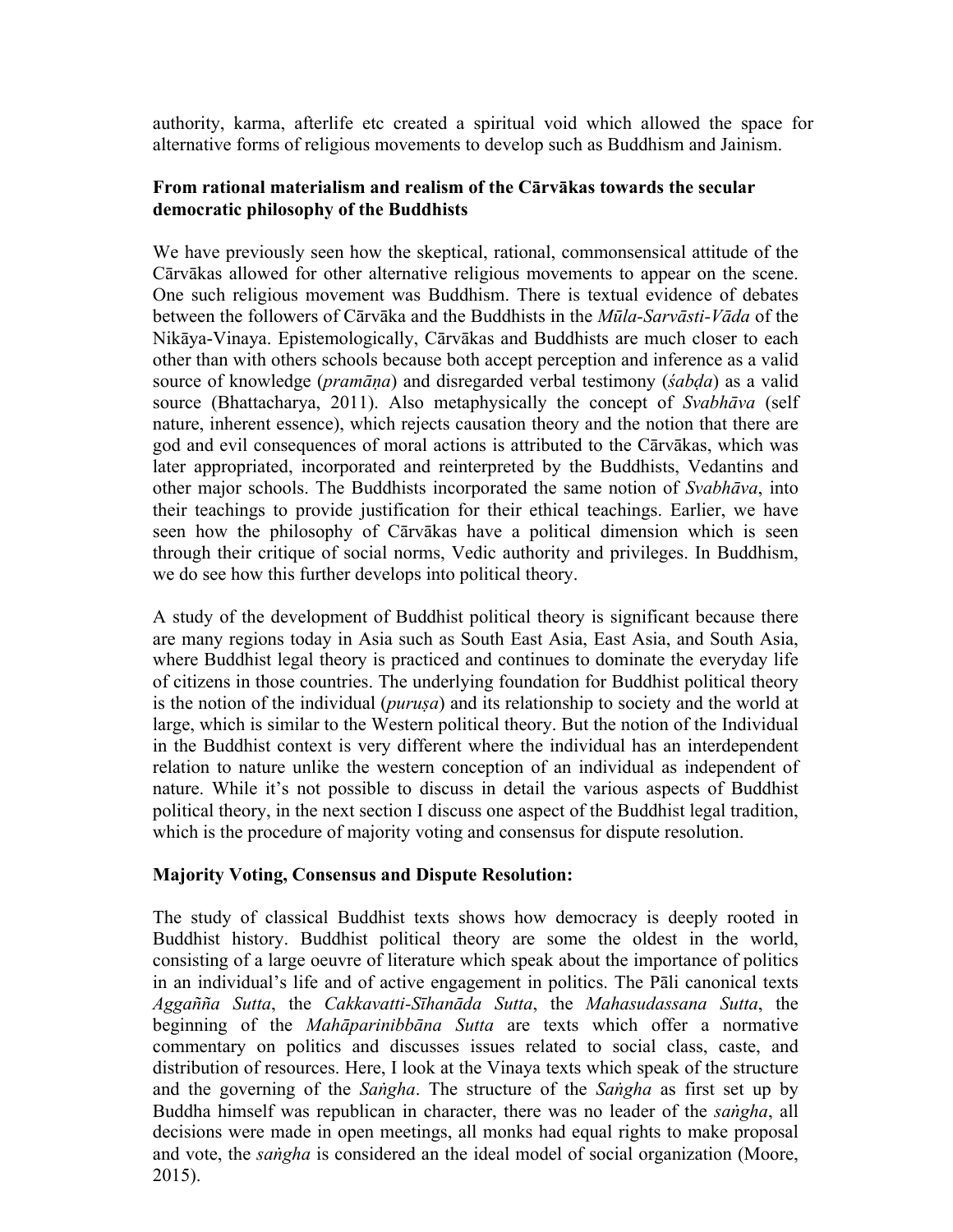authority, karma, afterlife etc created a spiritual void which allowed the space for alternative forms of religious movements to develop such as Buddhism and Jainism.

**From rational materialism and realism of the Cārvākas towards the secular democratic philosophy of the Buddhists**

We have previously seen how the skeptical, rational, commonsensical attitude of the Cārvākas allowed for other alternative religious movements to appear on the scene. One such religious movement was Buddhism. There is textual evidence of debates between the followers of Cārvāka and the Buddhists in the *Mūla-Sarvāsti-Vāda* of the Nikāya-Vinaya. Epistemologically, Cārvākas and Buddhists are much closer to each other than with others schools because both accept perception and inference as a valid source of knowledge (*pramāṇa*) and disregarded verbal testimony (*śabḍa*) as a valid source (Bhattacharya, 2011). Also metaphysically the concept of *Svabhāva* (self nature, inherent essence), which rejects causation theory and the notion that there are god and evil consequences of moral actions is attributed to the Cārvākas, which was later appropriated, incorporated and reinterpreted by the Buddhists, Vedantins and other major schools. The Buddhists incorporated the same notion of *Svabhāva*, into their teachings to provide justification for their ethical teachings. Earlier, we have seen how the philosophy of Cārvākas have a political dimension which is seen through their critique of social norms, Vedic authority and privileges. In Buddhism, we do see how this further develops into political theory.

A study of the development of Buddhist political theory is significant because there are many regions today in Asia such as South East Asia, East Asia, and South Asia, where Buddhist legal theory is practiced and continues to dominate the everyday life of citizens in those countries. The underlying foundation for Buddhist political theory is the notion of the individual (*puruṣa*) and its relationship to society and the world at large, which is similar to the Western political theory. But the notion of the Individual in the Buddhist context is very different where the individual has an interdependent relation to nature unlike the western conception of an individual as independent of nature. While it's not possible to discuss in detail the various aspects of Buddhist political theory, in the next section I discuss one aspect of the Buddhist legal tradition, which is the procedure of majority voting and consensus for dispute resolution.

**Majority Voting, Consensus and Dispute Resolution:**

The study of classical Buddhist texts shows how democracy is deeply rooted in Buddhist history. Buddhist political theory are some the oldest in the world, consisting of a large oeuvre of literature which speak about the importance of politics in an individual's life and of active engagement in politics. The Pāli canonical texts *Aggañña Sutta*, the *Cakkavatti-Sīhanāda Sutta*, the *Mahasudassana Sutta*, the beginning of the *Mahāparinibbāna Sutta* are texts which offer a normative commentary on politics and discusses issues related to social class, caste, and distribution of resources. Here, I look at the Vinaya texts which speak of the structure and the governing of the *Saṅgha*. The structure of the *Saṅgha* as first set up by Buddha himself was republican in character, there was no leader of the *saṅgha*, all decisions were made in open meetings, all monks had equal rights to make proposal and vote, the *saṅgha* is considered an the ideal model of social organization (Moore, 2015).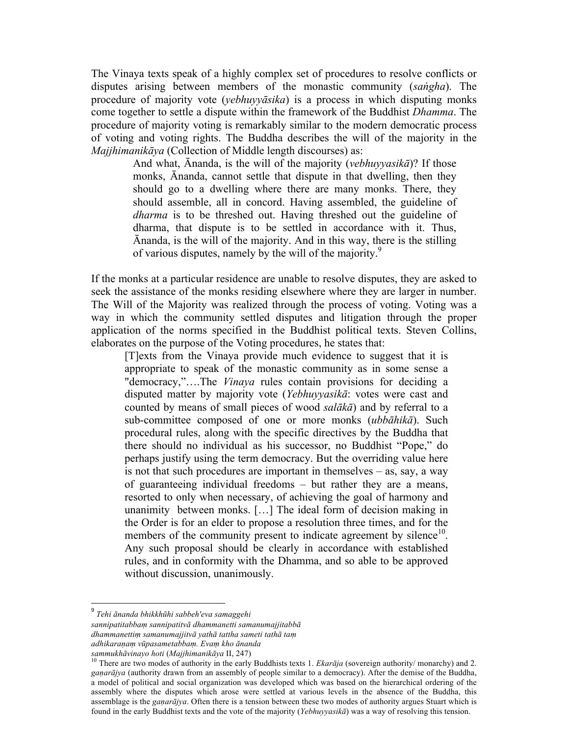The Vinaya texts speak of a highly complex set of procedures to resolve conflicts or disputes arising between members of the monastic community (*saṅgha*). The procedure of majority vote (*yebhuyyāsika*) is a process in which disputing monks come together to settle a dispute within the framework of the Buddhist *Dhamma*. The procedure of majority voting is remarkably similar to the modern democratic process of voting and voting rights. The Buddha describes the will of the majority in the *Majjhimanikāya* (Collection of Middle length discourses) as:

> And what, Ānanda, is the will of the majority (*vebhuyyasikā*)? If those monks, Ānanda, cannot settle that dispute in that dwelling, then they should go to a dwelling where there are many monks. There, they should assemble, all in concord. Having assembled, the guideline of *dharma* is to be threshed out. Having threshed out the guideline of dharma, that dispute is to be settled in accordance with it. Thus, Ānanda, is the will of the majority. And in this way, there is the stilling of various disputes, namely by the will of the majority.[9]

If the monks at a particular residence are unable to resolve disputes, they are asked to seek the assistance of the monks residing elsewhere where they are larger in number. The Will of the Majority was realized through the process of voting. Voting was a way in which the community settled disputes and litigation through the proper application of the norms specified in the Buddhist political texts. Steven Collins, elaborates on the purpose of the Voting procedures, he states that:

> [T]exts from the Vinaya provide much evidence to suggest that it is appropriate to speak of the monastic community as in some sense a "democracy,"….The *Vinaya* rules contain provisions for deciding a disputed matter by majority vote (*Yebhuyyasikā*: votes were cast and counted by means of small pieces of wood *salākā*) and by referral to a sub-committee composed of one or more monks (*ubbāhikā*). Such procedural rules, along with the specific directives by the Buddha that there should no individual as his successor, no Buddhist "Pope," do perhaps justify using the term democracy. But the overriding value here is not that such procedures are important in themselves – as, say, a way of guaranteeing individual freedoms – but rather they are a means, resorted to only when necessary, of achieving the goal of harmony and unanimity between monks. […] The ideal form of decision making in the Order is for an elder to propose a resolution three times, and for the members of the community present to indicate agreement by silence[10]. Any such proposal should be clearly in accordance with established rules, and in conformity with the Dhamma, and so able to be approved without discussion, unanimously.

---

[9] *Tehi ānanda bhikkhūhi sabbeh'eva samaggehi sannipatitabbaṃ sannipatitvā dhammanetti samanumajjitabbā dhammanettiṃ samanumajjitvā yathā tattha sameti tathā taṃ adhikaraṇaṃ vūpasametabbaṃ. Evaṃ kho ānanda sammukhāvinayo hoti* (*Majjhimanikāya* II, 247)

[10] There are two modes of authority in the early Buddhists texts 1. *Ekarāja* (sovereign authority/ monarchy) and 2. *gaṇarājya* (authority drawn from an assembly of people similar to a democracy). After the demise of the Buddha, a model of political and social organization was developed which was based on the hierarchical ordering of the assembly where the disputes which arose were settled at various levels in the absence of the Buddha, this assemblage is the *gaṇarājya*. Often there is a tension between these two modes of authority argues Stuart which is found in the early Buddhist texts and the vote of the majority (*Yebhuyyasikā*) was a way of resolving this tension.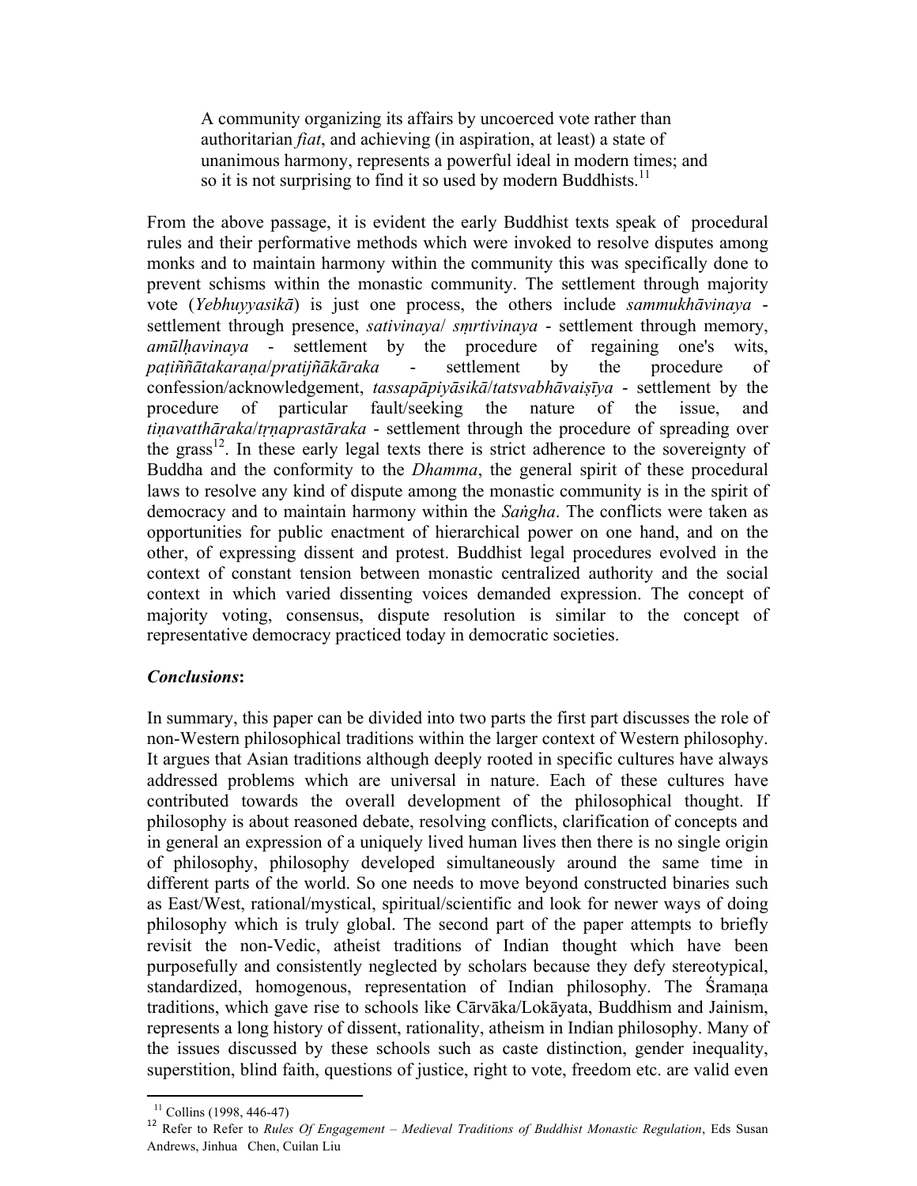> A community organizing its affairs by uncoerced vote rather than authoritarian *fiat*, and achieving (in aspiration, at least) a state of unanimous harmony, represents a powerful ideal in modern times; and so it is not surprising to find it so used by modern Buddhists.[11]

From the above passage, it is evident the early Buddhist texts speak of procedural rules and their performative methods which were invoked to resolve disputes among monks and to maintain harmony within the community this was specifically done to prevent schisms within the monastic community. The settlement through majority vote (*Yebhuyyasikā*) is just one process, the others include *sammukhāvinaya* - settlement through presence, *sativinaya*/ *smṛtivinaya* - settlement through memory, *amūlḥavinaya* - settlement by the procedure of regaining one's wits, *paṭiññātakaraṇa*/*pratijñākāraka* - settlement by the procedure of confession/acknowledgement, *tassapāpiyāsikā*/*tatsvabhāvaiṣīya* - settlement by the procedure of particular fault/seeking the nature of the issue, and *tiṇavatthāraka*/*tṛṇaprastāraka* - settlement through the procedure of spreading over the grass[12]. In these early legal texts there is strict adherence to the sovereignty of Buddha and the conformity to the *Dhamma*, the general spirit of these procedural laws to resolve any kind of dispute among the monastic community is in the spirit of democracy and to maintain harmony within the *Saṅgha*. The conflicts were taken as opportunities for public enactment of hierarchical power on one hand, and on the other, of expressing dissent and protest. Buddhist legal procedures evolved in the context of constant tension between monastic centralized authority and the social context in which varied dissenting voices demanded expression. The concept of majority voting, consensus, dispute resolution is similar to the concept of representative democracy practiced today in democratic societies.

### ***Conclusions*:**

In summary, this paper can be divided into two parts the first part discusses the role of non-Western philosophical traditions within the larger context of Western philosophy. It argues that Asian traditions although deeply rooted in specific cultures have always addressed problems which are universal in nature. Each of these cultures have contributed towards the overall development of the philosophical thought. If philosophy is about reasoned debate, resolving conflicts, clarification of concepts and in general an expression of a uniquely lived human lives then there is no single origin of philosophy, philosophy developed simultaneously around the same time in different parts of the world. So one needs to move beyond constructed binaries such as East/West, rational/mystical, spiritual/scientific and look for newer ways of doing philosophy which is truly global. The second part of the paper attempts to briefly revisit the non-Vedic, atheist traditions of Indian thought which have been purposefully and consistently neglected by scholars because they defy stereotypical, standardized, homogenous, representation of Indian philosophy. The Śramaṇa traditions, which gave rise to schools like Cārvāka/Lokāyata, Buddhism and Jainism, represents a long history of dissent, rationality, atheism in Indian philosophy. Many of the issues discussed by these schools such as caste distinction, gender inequality, superstition, blind faith, questions of justice, right to vote, freedom etc. are valid even

---

[11] Collins (1998, 446-47)

[12] Refer to Refer to *Rules Of Engagement – Medieval Traditions of Buddhist Monastic Regulation*, Eds Susan Andrews, Jinhua Chen, Cuilan Liu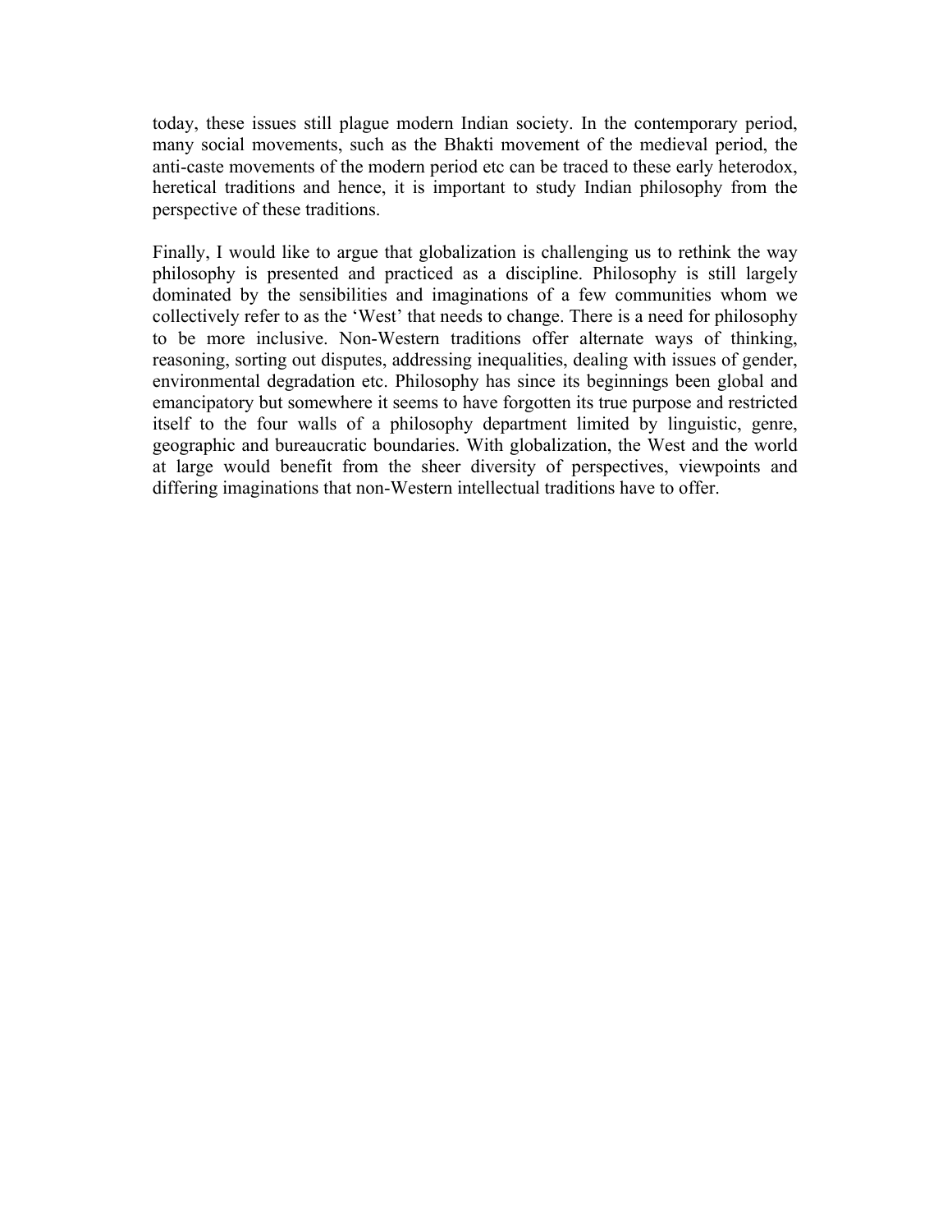today, these issues still plague modern Indian society. In the contemporary period, many social movements, such as the Bhakti movement of the medieval period, the anti-caste movements of the modern period etc can be traced to these early heterodox, heretical traditions and hence, it is important to study Indian philosophy from the perspective of these traditions.

Finally, I would like to argue that globalization is challenging us to rethink the way philosophy is presented and practiced as a discipline. Philosophy is still largely dominated by the sensibilities and imaginations of a few communities whom we collectively refer to as the 'West' that needs to change. There is a need for philosophy to be more inclusive. Non-Western traditions offer alternate ways of thinking, reasoning, sorting out disputes, addressing inequalities, dealing with issues of gender, environmental degradation etc. Philosophy has since its beginnings been global and emancipatory but somewhere it seems to have forgotten its true purpose and restricted itself to the four walls of a philosophy department limited by linguistic, genre, geographic and bureaucratic boundaries. With globalization, the West and the world at large would benefit from the sheer diversity of perspectives, viewpoints and differing imaginations that non-Western intellectual traditions have to offer.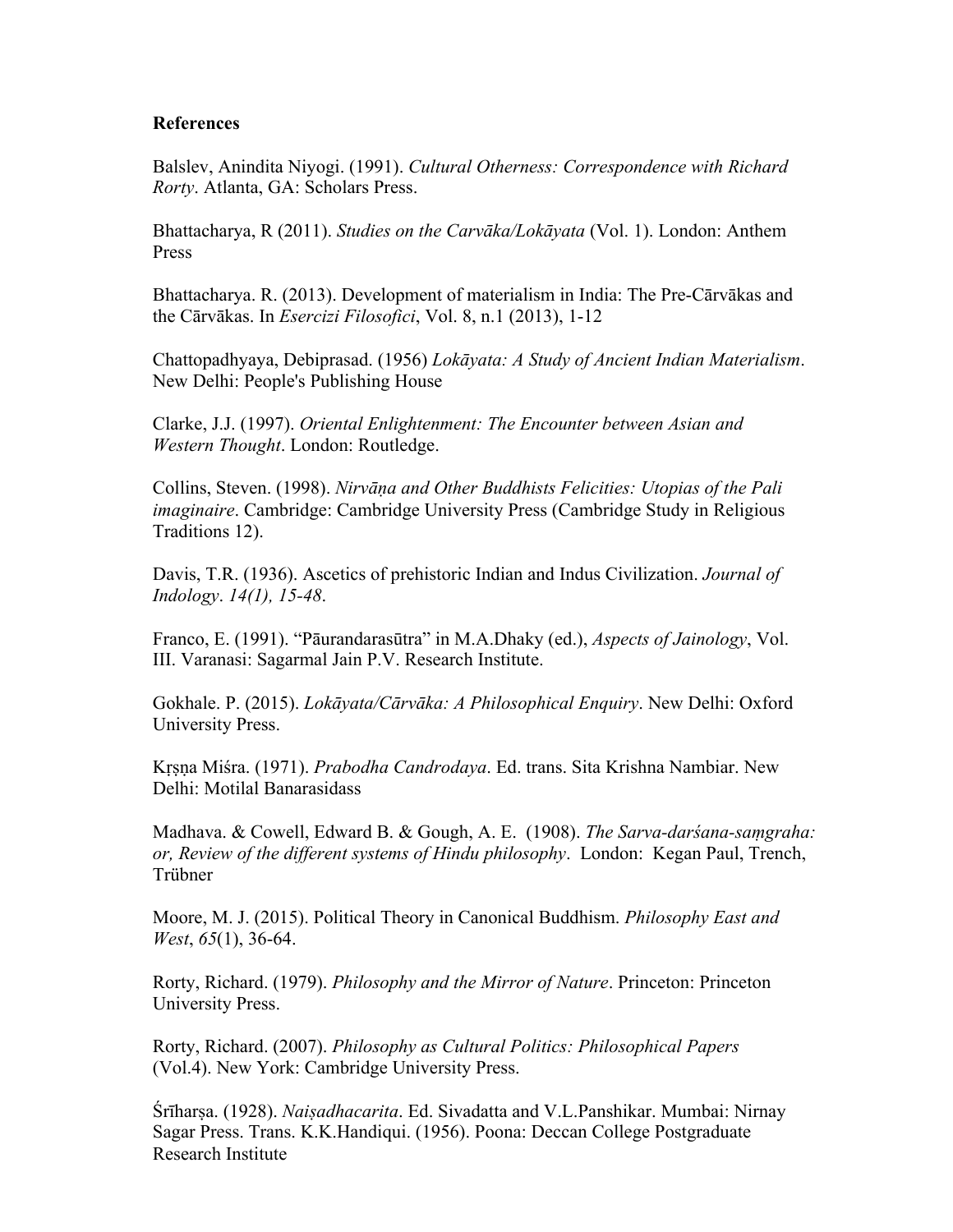**References**

Balslev, Anindita Niyogi. (1991). *Cultural Otherness: Correspondence with Richard Rorty*. Atlanta, GA: Scholars Press.

Bhattacharya, R (2011). *Studies on the Carvāka/Lokāyata* (Vol. 1). London: Anthem Press

Bhattacharya. R. (2013). Development of materialism in India: The Pre-Cārvākas and the Cārvākas. In *Esercizi Filosofici*, Vol. 8, n.1 (2013), 1-12

Chattopadhyaya, Debiprasad. (1956) *Lokāyata: A Study of Ancient Indian Materialism*. New Delhi: People's Publishing House

Clarke, J.J. (1997). *Oriental Enlightenment: The Encounter between Asian and Western Thought*. London: Routledge.

Collins, Steven. (1998). *Nirvāṇa and Other Buddhists Felicities: Utopias of the Pali imaginaire*. Cambridge: Cambridge University Press (Cambridge Study in Religious Traditions 12).

Davis, T.R. (1936). Ascetics of prehistoric Indian and Indus Civilization. *Journal of Indology*. *14(1), 15-48*.

Franco, E. (1991). "Pāurandarasūtra" in M.A.Dhaky (ed.), *Aspects of Jainology*, Vol. III. Varanasi: Sagarmal Jain P.V. Research Institute.

Gokhale. P. (2015). *Lokāyata/Cārvāka: A Philosophical Enquiry*. New Delhi: Oxford University Press.

Kṛṣṇa Miśra. (1971). *Prabodha Candrodaya*. Ed. trans. Sita Krishna Nambiar. New Delhi: Motilal Banarasidass

Madhava. & Cowell, Edward B. & Gough, A. E. (1908). *The Sarva-darśana-saṃgraha: or, Review of the different systems of Hindu philosophy*. London: Kegan Paul, Trench, Trübner

Moore, M. J. (2015). Political Theory in Canonical Buddhism. *Philosophy East and West*, *65*(1), 36-64.

Rorty, Richard. (1979). *Philosophy and the Mirror of Nature*. Princeton: Princeton University Press.

Rorty, Richard. (2007). *Philosophy as Cultural Politics: Philosophical Papers* (Vol.4). New York: Cambridge University Press.

Śrīharṣa. (1928). *Naiṣadhacarita*. Ed. Sivadatta and V.L.Panshikar. Mumbai: Nirnay Sagar Press. Trans. K.K.Handiqui. (1956). Poona: Deccan College Postgraduate Research Institute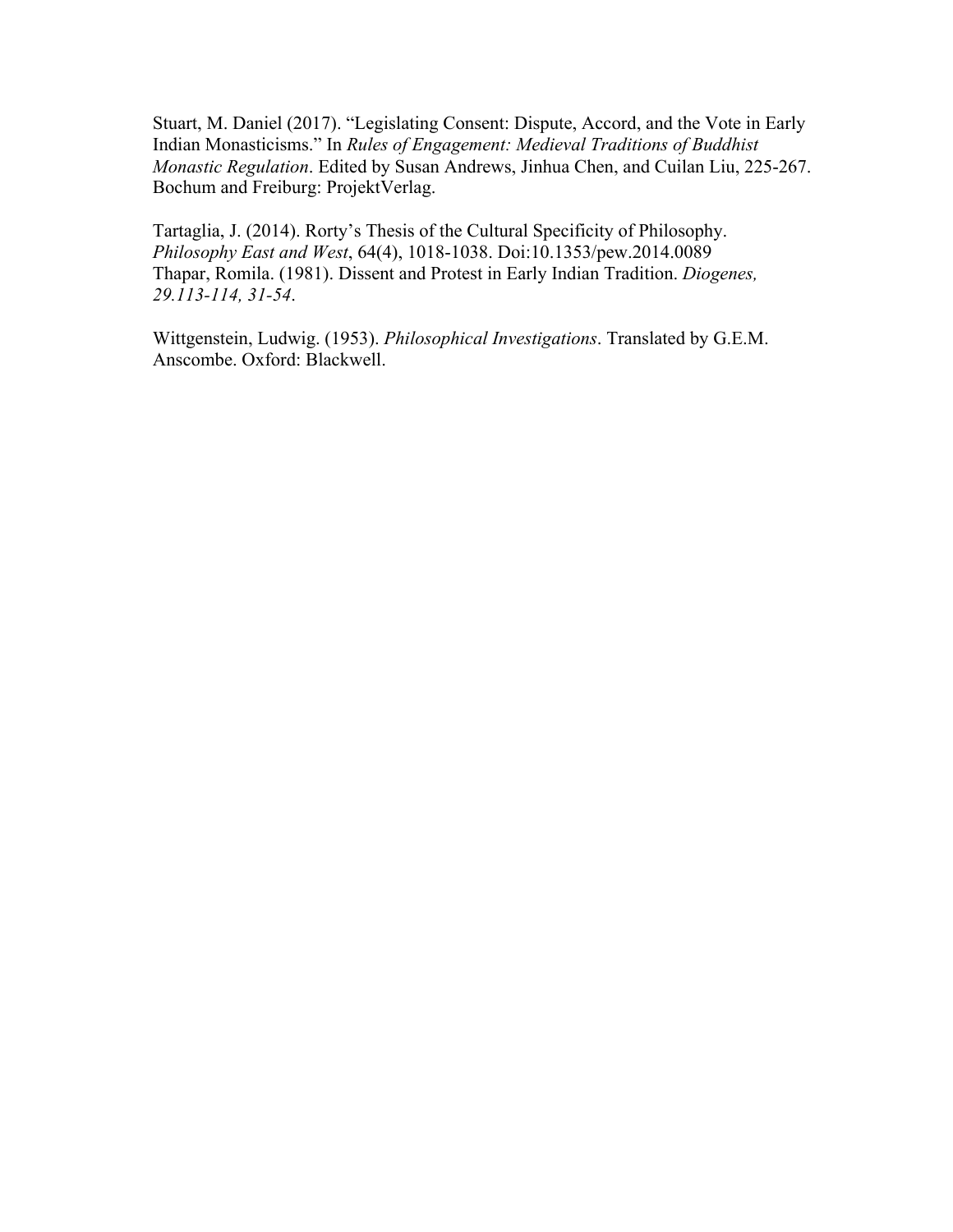Stuart, M. Daniel (2017). "Legislating Consent: Dispute, Accord, and the Vote in Early Indian Monasticisms." In *Rules of Engagement: Medieval Traditions of Buddhist Monastic Regulation*. Edited by Susan Andrews, Jinhua Chen, and Cuilan Liu, 225-267. Bochum and Freiburg: ProjektVerlag.

Tartaglia, J. (2014). Rorty's Thesis of the Cultural Specificity of Philosophy. *Philosophy East and West*, 64(4), 1018-1038. Doi:10.1353/pew.2014.0089
Thapar, Romila. (1981). Dissent and Protest in Early Indian Tradition. *Diogenes, 29.113-114, 31-54*.

Wittgenstein, Ludwig. (1953). *Philosophical Investigations*. Translated by G.E.M. Anscombe. Oxford: Blackwell.